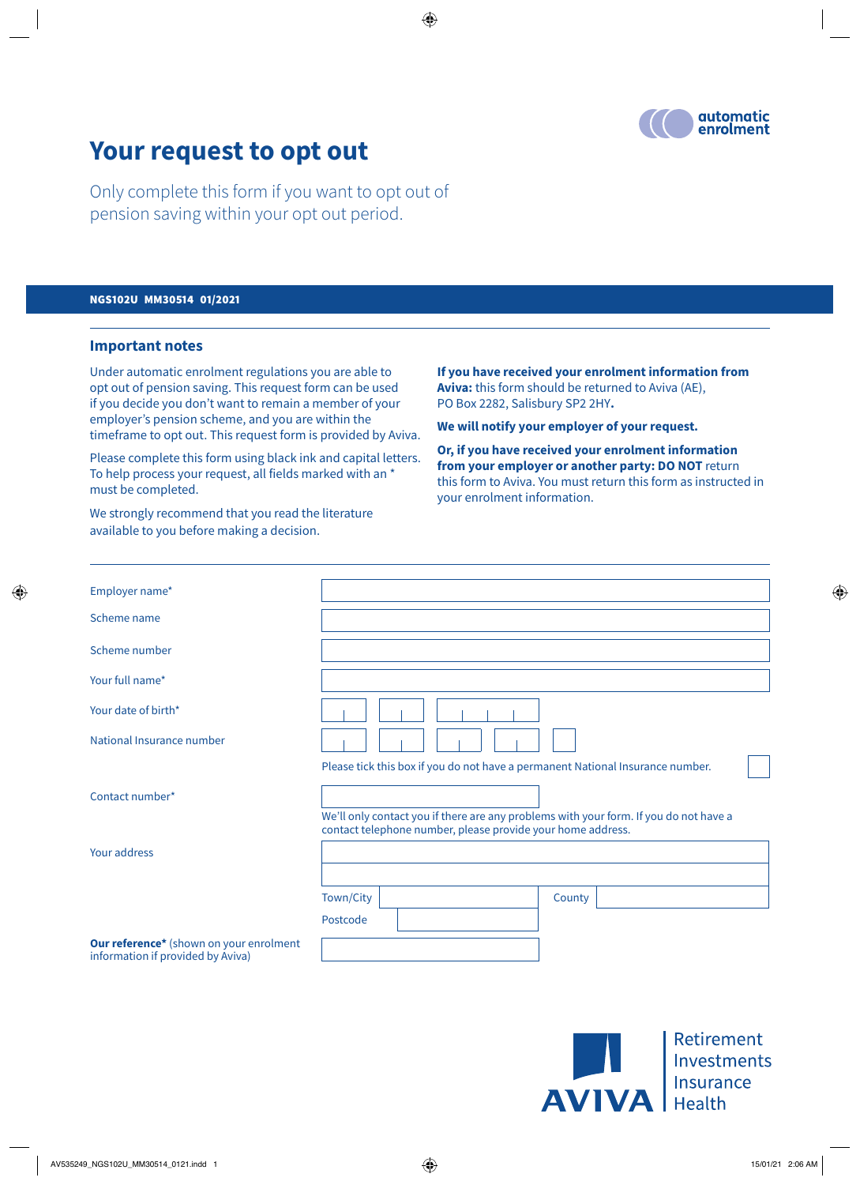automatic enrolment

# Your request to opt out

Only complete this form if you want to opt out of pension saving within your opt out period.

**NGS102U MM30514 01/2021**

## Important notes

Under automatic enrolment regulations you are able to opt out of pension saving. This request form can be used if you decide you don't want to remain a member of your employer's pension scheme, and you are within the timeframe to opt out. This request form is provided by Aviva.

Please complete this form using black ink and capital letters. To help process your request, all fields marked with an * must be completed.

We strongly recommend that you read the literature available to you before making a decision.

**If you have received your enrolment information from Aviva:** this form should be returned to Aviva (AE), PO Box 2282, Salisbury SP2 2HY**.**

**We will notify your employer of your request.**

**Or, if you have received your enrolment information from your employer or another party: DO NOT** return this form to Aviva. You must return this form as instructed in your enrolment information.

Employer name*

Scheme name

Scheme number

Your full name*

Your date of birth*

National Insurance number

Please tick this box if you do not have a permanent National Insurance number.

Contact number*

We'll only contact you if there are any problems with your form. If you do not have a contact telephone number, please provide your home address.

Your address

Town/City

County

Postcode

**Our reference*** (shown on your enrolment information if provided by Aviva)

AVIVA | Retirement Investments Insurance Health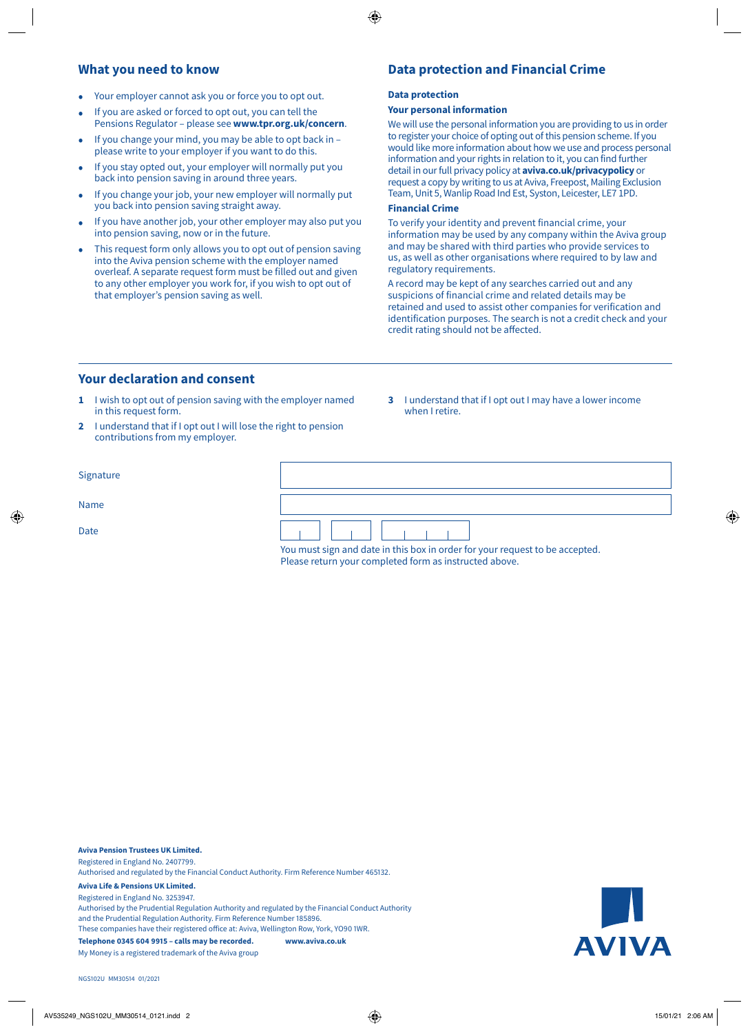## What you need to know

- Your employer cannot ask you or force you to opt out.
- If you are asked or forced to opt out, you can tell the Pensions Regulator – please see **www.tpr.org.uk/concern**.
- If you change your mind, you may be able to opt back in – please write to your employer if you want to do this.
- If you stay opted out, your employer will normally put you back into pension saving in around three years.
- If you change your job, your new employer will normally put you back into pension saving straight away.
- If you have another job, your other employer may also put you into pension saving, now or in the future.
- This request form only allows you to opt out of pension saving into the Aviva pension scheme with the employer named overleaf. A separate request form must be filled out and given to any other employer you work for, if you wish to opt out of that employer's pension saving as well.

## Data protection and Financial Crime

### Data protection

#### Your personal information

We will use the personal information you are providing to us in order to register your choice of opting out of this pension scheme. If you would like more information about how we use and process personal information and your rights in relation to it, you can find further detail in our full privacy policy at **aviva.co.uk/privacypolicy** or request a copy by writing to us at Aviva, Freepost, Mailing Exclusion Team, Unit 5, Wanlip Road Ind Est, Syston, Leicester, LE7 1PD.

### Financial Crime

To verify your identity and prevent financial crime, your information may be used by any company within the Aviva group and may be shared with third parties who provide services to us, as well as other organisations where required to by law and regulatory requirements.

A record may be kept of any searches carried out and any suspicions of financial crime and related details may be retained and used to assist other companies for verification and identification purposes. The search is not a credit check and your credit rating should not be affected.

## Your declaration and consent

**1** I wish to opt out of pension saving with the employer named in this request form.

**2** I understand that if I opt out I will lose the right to pension contributions from my employer.

**3** I understand that if I opt out I may have a lower income when I retire.

Signature

Name

Date

You must sign and date in this box in order for your request to be accepted.
Please return your completed form as instructed above.

**Aviva Pension Trustees UK Limited.**
Registered in England No. 2407799.
Authorised and regulated by the Financial Conduct Authority. Firm Reference Number 465132.

**Aviva Life & Pensions UK Limited.**
Registered in England No. 3253947.
Authorised by the Prudential Regulation Authority and regulated by the Financial Conduct Authority and the Prudential Regulation Authority. Firm Reference Number 185896.
These companies have their registered office at: Aviva, Wellington Row, York, YO90 1WR.

**Telephone 0345 604 9915 – calls may be recorded.** **www.aviva.co.uk**

My Money is a registered trademark of the Aviva group

AVIVA

NGS102U MM30514 01/2021